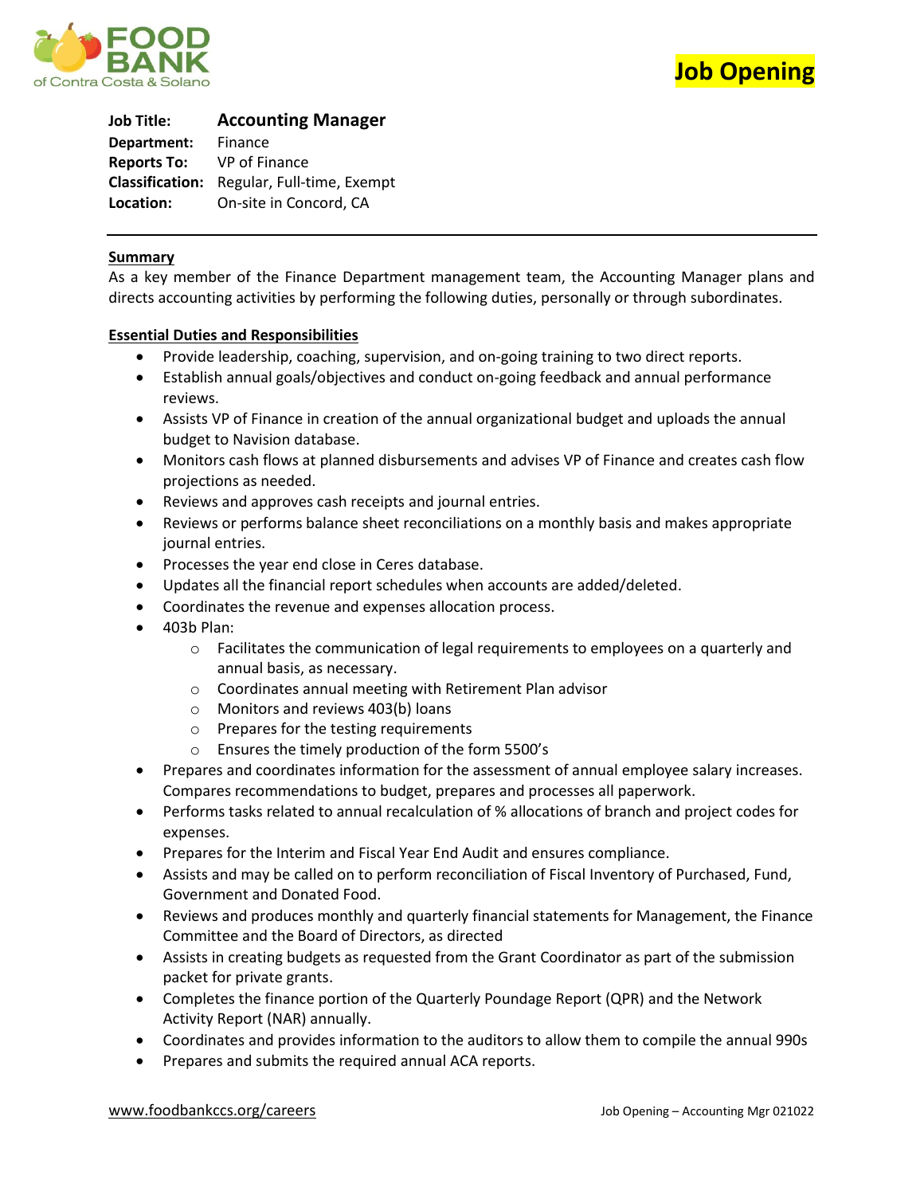FOOD BANK of Contra Costa & Solano

# Job Opening

**Job Title:** **Accounting Manager**
**Department:** Finance
**Reports To:** VP of Finance
**Classification:** Regular, Full-time, Exempt
**Location:** On-site in Concord, CA

---

## Summary

As a key member of the Finance Department management team, the Accounting Manager plans and directs accounting activities by performing the following duties, personally or through subordinates.

## Essential Duties and Responsibilities

- Provide leadership, coaching, supervision, and on-going training to two direct reports.
- Establish annual goals/objectives and conduct on-going feedback and annual performance reviews.
- Assists VP of Finance in creation of the annual organizational budget and uploads the annual budget to Navision database.
- Monitors cash flows at planned disbursements and advises VP of Finance and creates cash flow projections as needed.
- Reviews and approves cash receipts and journal entries.
- Reviews or performs balance sheet reconciliations on a monthly basis and makes appropriate journal entries.
- Processes the year end close in Ceres database.
- Updates all the financial report schedules when accounts are added/deleted.
- Coordinates the revenue and expenses allocation process.
- 403b Plan:
  - Facilitates the communication of legal requirements to employees on a quarterly and annual basis, as necessary.
  - Coordinates annual meeting with Retirement Plan advisor
  - Monitors and reviews 403(b) loans
  - Prepares for the testing requirements
  - Ensures the timely production of the form 5500's
- Prepares and coordinates information for the assessment of annual employee salary increases. Compares recommendations to budget, prepares and processes all paperwork.
- Performs tasks related to annual recalculation of % allocations of branch and project codes for expenses.
- Prepares for the Interim and Fiscal Year End Audit and ensures compliance.
- Assists and may be called on to perform reconciliation of Fiscal Inventory of Purchased, Fund, Government and Donated Food.
- Reviews and produces monthly and quarterly financial statements for Management, the Finance Committee and the Board of Directors, as directed
- Assists in creating budgets as requested from the Grant Coordinator as part of the submission packet for private grants.
- Completes the finance portion of the Quarterly Poundage Report (QPR) and the Network Activity Report (NAR) annually.
- Coordinates and provides information to the auditors to allow them to compile the annual 990s
- Prepares and submits the required annual ACA reports.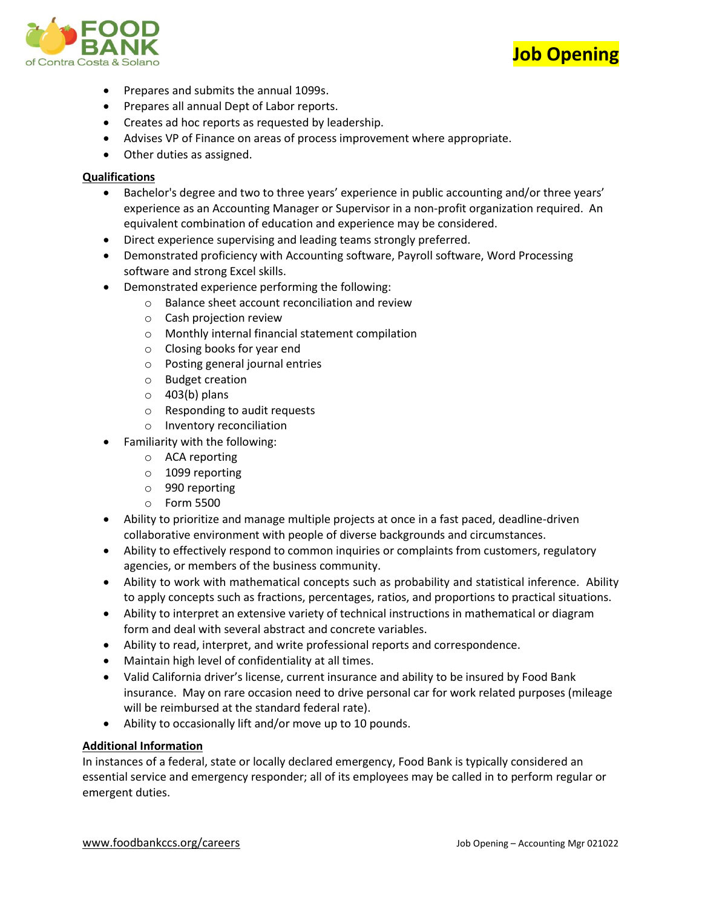- Prepares and submits the annual 1099s.
- Prepares all annual Dept of Labor reports.
- Creates ad hoc reports as requested by leadership.
- Advises VP of Finance on areas of process improvement where appropriate.
- Other duties as assigned.

**Qualifications**

- Bachelor's degree and two to three years' experience in public accounting and/or three years' experience as an Accounting Manager or Supervisor in a non-profit organization required. An equivalent combination of education and experience may be considered.
- Direct experience supervising and leading teams strongly preferred.
- Demonstrated proficiency with Accounting software, Payroll software, Word Processing software and strong Excel skills.
- Demonstrated experience performing the following:
  - Balance sheet account reconciliation and review
  - Cash projection review
  - Monthly internal financial statement compilation
  - Closing books for year end
  - Posting general journal entries
  - Budget creation
  - 403(b) plans
  - Responding to audit requests
  - Inventory reconciliation
- Familiarity with the following:
  - ACA reporting
  - 1099 reporting
  - 990 reporting
  - Form 5500
- Ability to prioritize and manage multiple projects at once in a fast paced, deadline-driven collaborative environment with people of diverse backgrounds and circumstances.
- Ability to effectively respond to common inquiries or complaints from customers, regulatory agencies, or members of the business community.
- Ability to work with mathematical concepts such as probability and statistical inference. Ability to apply concepts such as fractions, percentages, ratios, and proportions to practical situations.
- Ability to interpret an extensive variety of technical instructions in mathematical or diagram form and deal with several abstract and concrete variables.
- Ability to read, interpret, and write professional reports and correspondence.
- Maintain high level of confidentiality at all times.
- Valid California driver's license, current insurance and ability to be insured by Food Bank insurance. May on rare occasion need to drive personal car for work related purposes (mileage will be reimbursed at the standard federal rate).
- Ability to occasionally lift and/or move up to 10 pounds.

**Additional Information**

In instances of a federal, state or locally declared emergency, Food Bank is typically considered an essential service and emergency responder; all of its employees may be called in to perform regular or emergent duties.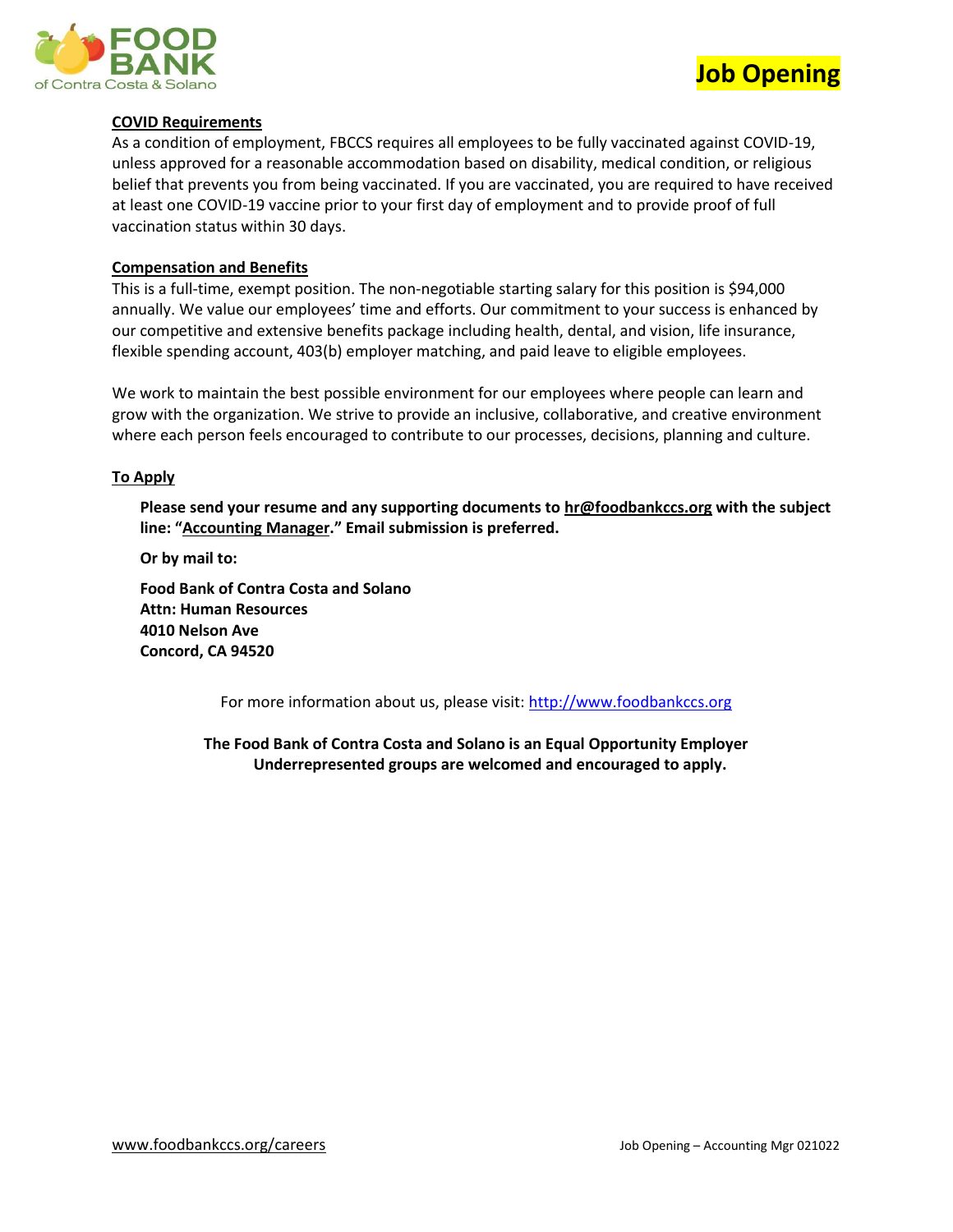## COVID Requirements

As a condition of employment, FBCCS requires all employees to be fully vaccinated against COVID-19, unless approved for a reasonable accommodation based on disability, medical condition, or religious belief that prevents you from being vaccinated. If you are vaccinated, you are required to have received at least one COVID-19 vaccine prior to your first day of employment and to provide proof of full vaccination status within 30 days.

## Compensation and Benefits

This is a full-time, exempt position. The non-negotiable starting salary for this position is $94,000 annually. We value our employees' time and efforts. Our commitment to your success is enhanced by our competitive and extensive benefits package including health, dental, and vision, life insurance, flexible spending account, 403(b) employer matching, and paid leave to eligible employees.

We work to maintain the best possible environment for our employees where people can learn and grow with the organization. We strive to provide an inclusive, collaborative, and creative environment where each person feels encouraged to contribute to our processes, decisions, planning and culture.

## To Apply

**Please send your resume and any supporting documents to hr@foodbankccs.org with the subject line: "Accounting Manager." Email submission is preferred.**

**Or by mail to:**

**Food Bank of Contra Costa and Solano**
**Attn: Human Resources**
**4010 Nelson Ave**
**Concord, CA 94520**

For more information about us, please visit: http://www.foodbankccs.org

**The Food Bank of Contra Costa and Solano is an Equal Opportunity Employer**
**Underrepresented groups are welcomed and encouraged to apply.**